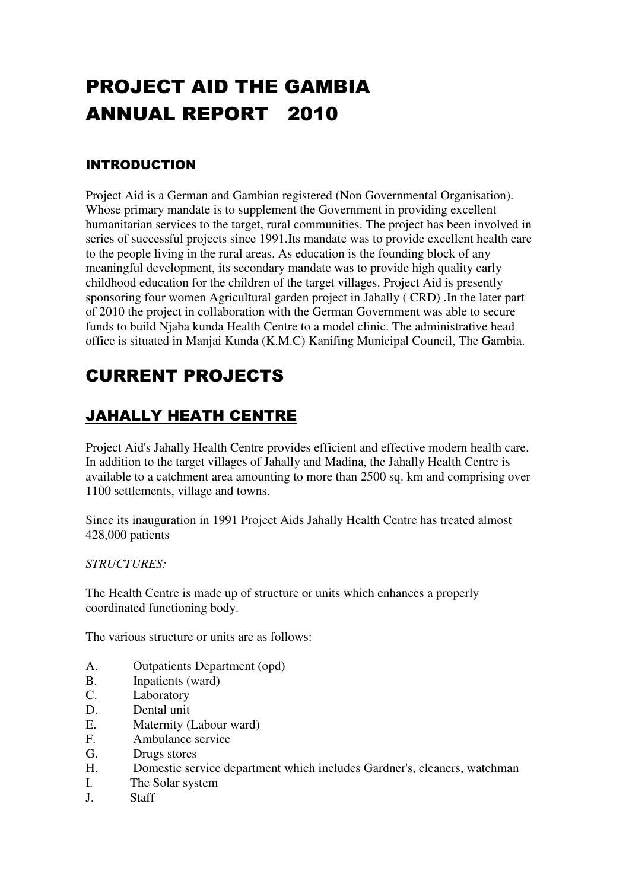# PROJECT AID THE GAMBIA ANNUAL REPORT 2010

### INTRODUCTION

Project Aid is a German and Gambian registered (Non Governmental Organisation). Whose primary mandate is to supplement the Government in providing excellent humanitarian services to the target, rural communities. The project has been involved in series of successful projects since 1991.Its mandate was to provide excellent health care to the people living in the rural areas. As education is the founding block of any meaningful development, its secondary mandate was to provide high quality early childhood education for the children of the target villages. Project Aid is presently sponsoring four women Agricultural garden project in Jahally ( CRD) .In the later part of 2010 the project in collaboration with the German Government was able to secure funds to build Njaba kunda Health Centre to a model clinic. The administrative head office is situated in Manjai Kunda (K.M.C) Kanifing Municipal Council, The Gambia.

## CURRENT PROJECTS

## JAHALLY HEATH CENTRE

Project Aid's Jahally Health Centre provides efficient and effective modern health care. In addition to the target villages of Jahally and Madina, the Jahally Health Centre is available to a catchment area amounting to more than 2500 sq. km and comprising over 1100 settlements, village and towns.

Since its inauguration in 1991 Project Aids Jahally Health Centre has treated almost 428,000 patients

*STRUCTURES:*

The Health Centre is made up of structure or units which enhances a properly coordinated functioning body.

The various structure or units are as follows:

A. Outpatients Department (opd)
B. Inpatients (ward)
C. Laboratory
D. Dental unit
E. Maternity (Labour ward)
F. Ambulance service
G. Drugs stores
H. Domestic service department which includes Gardner's, cleaners, watchman
I. The Solar system
J. Staff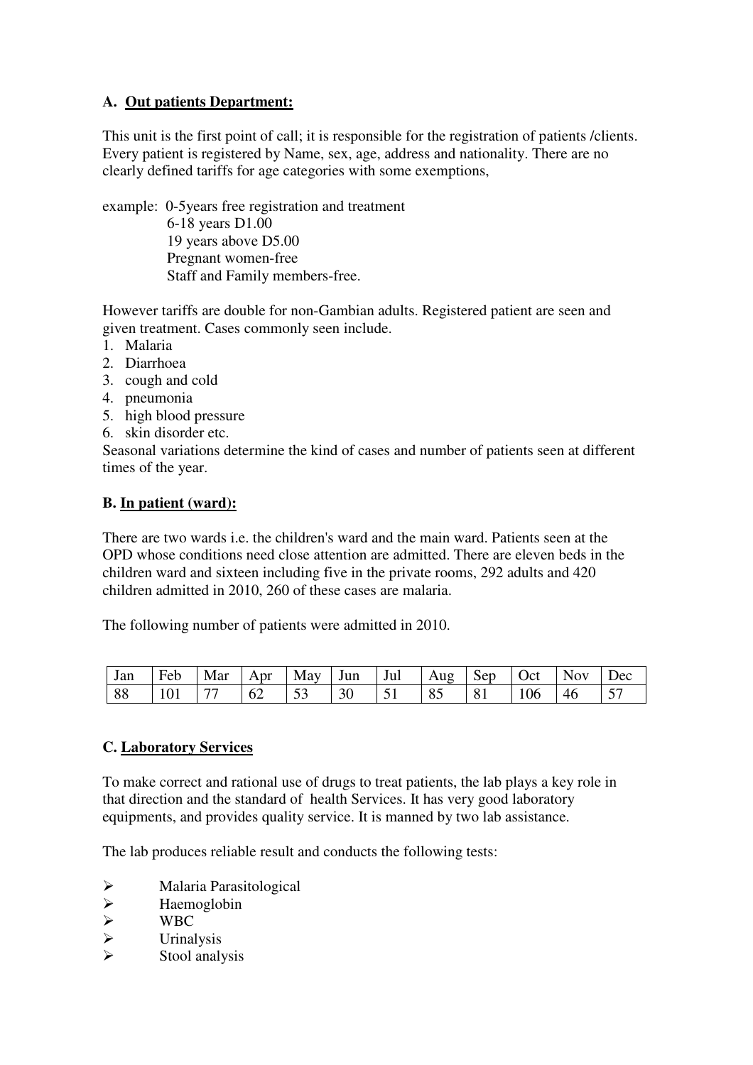**A. Out patients Department:**

This unit is the first point of call; it is responsible for the registration of patients /clients. Every patient is registered by Name, sex, age, address and nationality. There are no clearly defined tariffs for age categories with some exemptions,

example: 0-5years free registration and treatment
6-18 years D1.00
19 years above D5.00
Pregnant women-free
Staff and Family members-free.

However tariffs are double for non-Gambian adults. Registered patient are seen and given treatment. Cases commonly seen include.

1. Malaria
2. Diarrhoea
3. cough and cold
4. pneumonia
5. high blood pressure
6. skin disorder etc.

Seasonal variations determine the kind of cases and number of patients seen at different times of the year.

**B. In patient (ward):**

There are two wards i.e. the children's ward and the main ward. Patients seen at the OPD whose conditions need close attention are admitted. There are eleven beds in the children ward and sixteen including five in the private rooms, 292 adults and 420 children admitted in 2010, 260 of these cases are malaria.

The following number of patients were admitted in 2010.

| Jan | Feb | Mar | Apr | May | Jun | Jul | Aug | Sep | Oct | Nov | Dec |
|---|---|---|---|---|---|---|---|---|---|---|---|
| 88 | 101 | 77 | 62 | 53 | 30 | 51 | 85 | 81 | 106 | 46 | 57 |

**C. Laboratory Services**

To make correct and rational use of drugs to treat patients, the lab plays a key role in that direction and the standard of health Services. It has very good laboratory equipments, and provides quality service. It is manned by two lab assistance.

The lab produces reliable result and conducts the following tests:

- Malaria Parasitological
- Haemoglobin
- WBC
- Urinalysis
- Stool analysis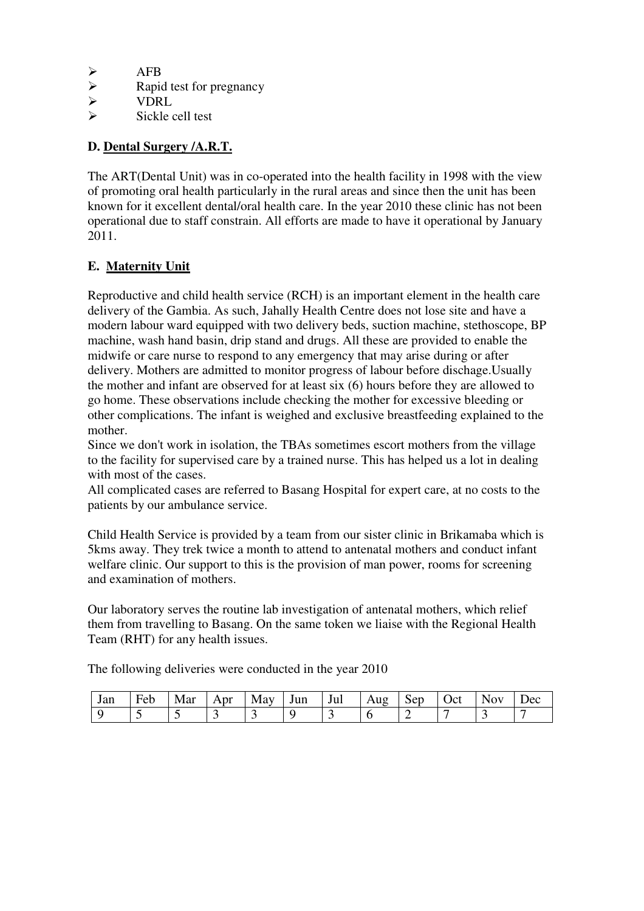- AFB
- Rapid test for pregnancy
- VDRL
- Sickle cell test

**D. Dental Surgery /A.R.T.**

The ART(Dental Unit) was in co-operated into the health facility in 1998 with the view of promoting oral health particularly in the rural areas and since then the unit has been known for it excellent dental/oral health care. In the year 2010 these clinic has not been operational due to staff constrain. All efforts are made to have it operational by January 2011.

**E. Maternity Unit**

Reproductive and child health service (RCH) is an important element in the health care delivery of the Gambia. As such, Jahally Health Centre does not lose site and have a modern labour ward equipped with two delivery beds, suction machine, stethoscope, BP machine, wash hand basin, drip stand and drugs. All these are provided to enable the midwife or care nurse to respond to any emergency that may arise during or after delivery. Mothers are admitted to monitor progress of labour before dischage.Usually the mother and infant are observed for at least six (6) hours before they are allowed to go home. These observations include checking the mother for excessive bleeding or other complications. The infant is weighed and exclusive breastfeeding explained to the mother.

Since we don't work in isolation, the TBAs sometimes escort mothers from the village to the facility for supervised care by a trained nurse. This has helped us a lot in dealing with most of the cases.

All complicated cases are referred to Basang Hospital for expert care, at no costs to the patients by our ambulance service.

Child Health Service is provided by a team from our sister clinic in Brikamaba which is 5kms away. They trek twice a month to attend to antenatal mothers and conduct infant welfare clinic. Our support to this is the provision of man power, rooms for screening and examination of mothers.

Our laboratory serves the routine lab investigation of antenatal mothers, which relief them from travelling to Basang. On the same token we liaise with the Regional Health Team (RHT) for any health issues.

The following deliveries were conducted in the year 2010

| Jan | Feb | Mar | Apr | May | Jun | Jul | Aug | Sep | Oct | Nov | Dec |
|---|---|---|---|---|---|---|---|---|---|---|---|
| 9 | 5 | 5 | 3 | 3 | 9 | 3 | 6 | 2 | 7 | 3 | 7 |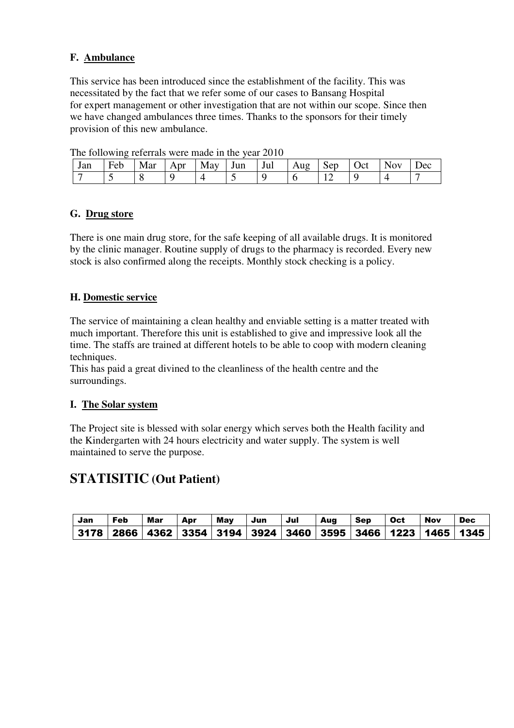### F. Ambulance

This service has been introduced since the establishment of the facility. This was necessitated by the fact that we refer some of our cases to Bansang Hospital for expert management or other investigation that are not within our scope. Since then we have changed ambulances three times. Thanks to the sponsors for their timely provision of this new ambulance.

The following referrals were made in the year 2010

| Jan | Feb | Mar | Apr | May | Jun | Jul | Aug | Sep | Oct | Nov | Dec |
|---|---|---|---|---|---|---|---|---|---|---|---|
| 7 | 5 | 8 | 9 | 4 | 5 | 9 | 6 | 12 | 9 | 4 | 7 |

### G. Drug store

There is one main drug store, for the safe keeping of all available drugs. It is monitored by the clinic manager. Routine supply of drugs to the pharmacy is recorded. Every new stock is also confirmed along the receipts. Monthly stock checking is a policy.

### H. Domestic service

The service of maintaining a clean healthy and enviable setting is a matter treated with much important. Therefore this unit is established to give and impressive look all the time. The staffs are trained at different hotels to be able to coop with modern cleaning techniques.
This has paid a great divined to the cleanliness of the health centre and the surroundings.

### I. The Solar system

The Project site is blessed with solar energy which serves both the Health facility and the Kindergarten with 24 hours electricity and water supply. The system is well maintained to serve the purpose.

## STATISITIC (Out Patient)

| Jan | Feb | Mar | Apr | May | Jun | Jul | Aug | Sep | Oct | Nov | Dec |
|---|---|---|---|---|---|---|---|---|---|---|---|
| 3178 | 2866 | 4362 | 3354 | 3194 | 3924 | 3460 | 3595 | 3466 | 1223 | 1465 | 1345 |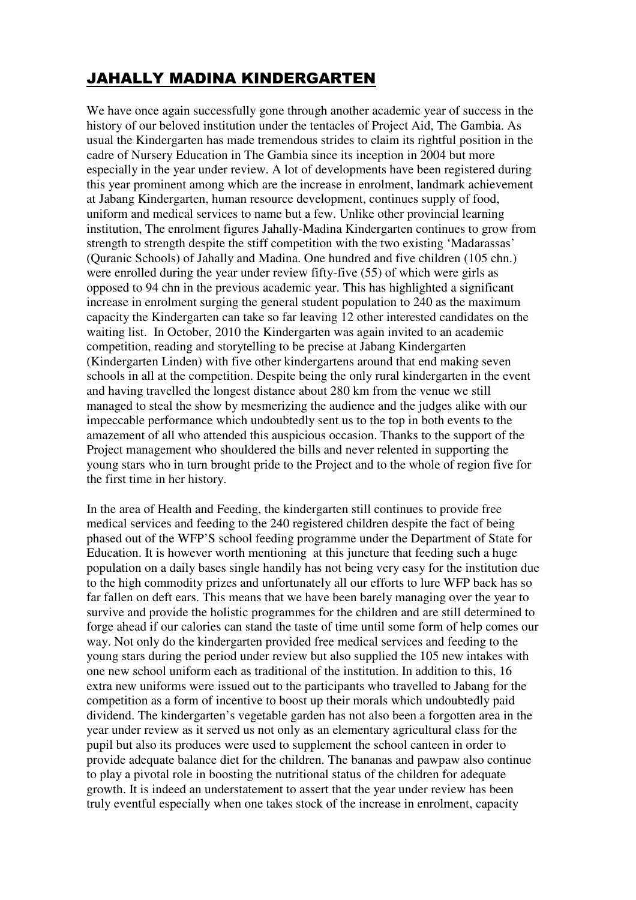## JAHALLY MADINA KINDERGARTEN

We have once again successfully gone through another academic year of success in the history of our beloved institution under the tentacles of Project Aid, The Gambia. As usual the Kindergarten has made tremendous strides to claim its rightful position in the cadre of Nursery Education in The Gambia since its inception in 2004 but more especially in the year under review. A lot of developments have been registered during this year prominent among which are the increase in enrolment, landmark achievement at Jabang Kindergarten, human resource development, continues supply of food, uniform and medical services to name but a few. Unlike other provincial learning institution, The enrolment figures Jahally-Madina Kindergarten continues to grow from strength to strength despite the stiff competition with the two existing 'Madarassas' (Quranic Schools) of Jahally and Madina. One hundred and five children (105 chn.) were enrolled during the year under review fifty-five (55) of which were girls as opposed to 94 chn in the previous academic year. This has highlighted a significant increase in enrolment surging the general student population to 240 as the maximum capacity the Kindergarten can take so far leaving 12 other interested candidates on the waiting list. In October, 2010 the Kindergarten was again invited to an academic competition, reading and storytelling to be precise at Jabang Kindergarten (Kindergarten Linden) with five other kindergartens around that end making seven schools in all at the competition. Despite being the only rural kindergarten in the event and having travelled the longest distance about 280 km from the venue we still managed to steal the show by mesmerizing the audience and the judges alike with our impeccable performance which undoubtedly sent us to the top in both events to the amazement of all who attended this auspicious occasion. Thanks to the support of the Project management who shouldered the bills and never relented in supporting the young stars who in turn brought pride to the Project and to the whole of region five for the first time in her history.

In the area of Health and Feeding, the kindergarten still continues to provide free medical services and feeding to the 240 registered children despite the fact of being phased out of the WFP'S school feeding programme under the Department of State for Education. It is however worth mentioning at this juncture that feeding such a huge population on a daily bases single handily has not being very easy for the institution due to the high commodity prizes and unfortunately all our efforts to lure WFP back has so far fallen on deft ears. This means that we have been barely managing over the year to survive and provide the holistic programmes for the children and are still determined to forge ahead if our calories can stand the taste of time until some form of help comes our way. Not only do the kindergarten provided free medical services and feeding to the young stars during the period under review but also supplied the 105 new intakes with one new school uniform each as traditional of the institution. In addition to this, 16 extra new uniforms were issued out to the participants who travelled to Jabang for the competition as a form of incentive to boost up their morals which undoubtedly paid dividend. The kindergarten's vegetable garden has not also been a forgotten area in the year under review as it served us not only as an elementary agricultural class for the pupil but also its produces were used to supplement the school canteen in order to provide adequate balance diet for the children. The bananas and pawpaw also continue to play a pivotal role in boosting the nutritional status of the children for adequate growth. It is indeed an understatement to assert that the year under review has been truly eventful especially when one takes stock of the increase in enrolment, capacity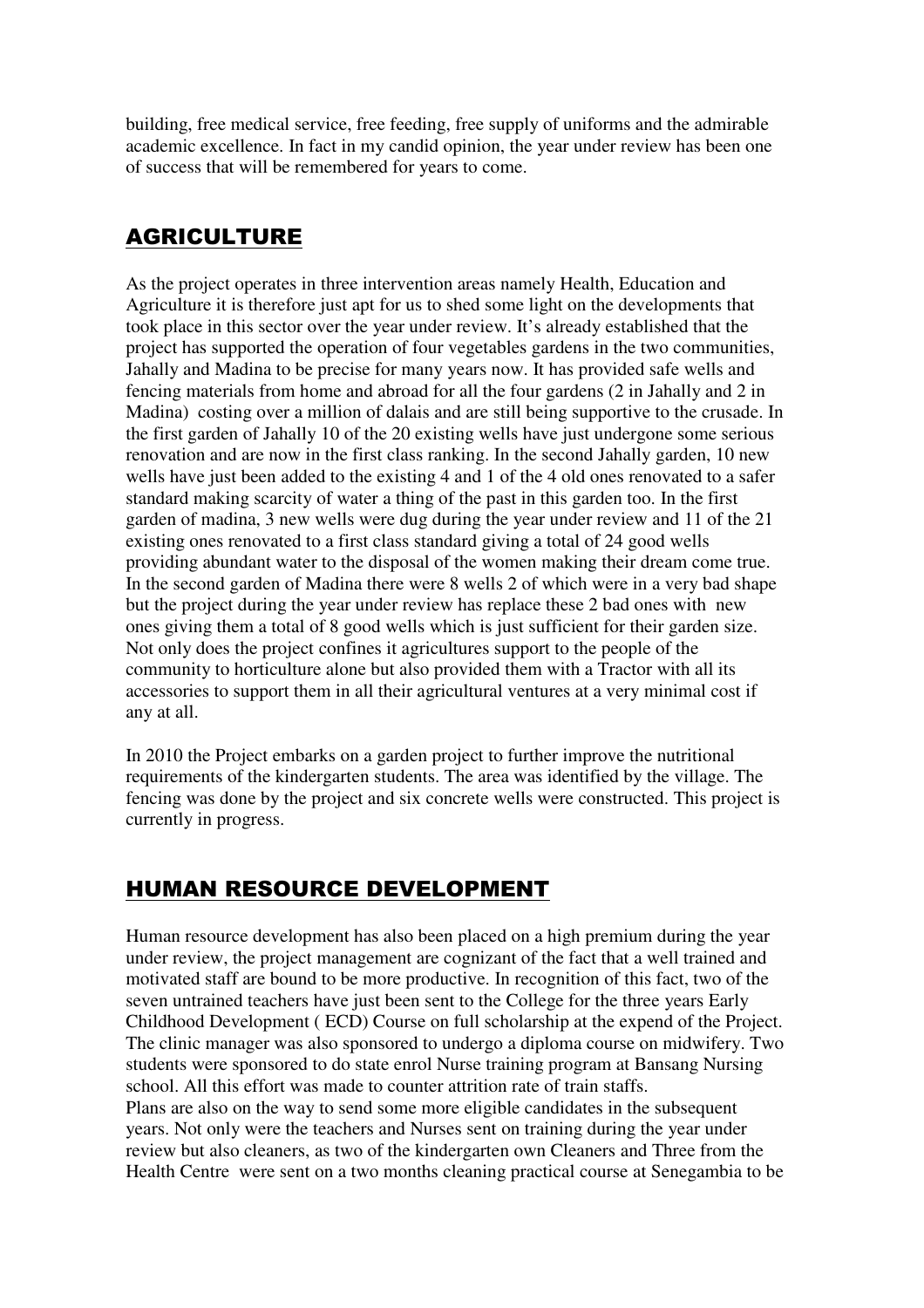building, free medical service, free feeding, free supply of uniforms and the admirable academic excellence. In fact in my candid opinion, the year under review has been one of success that will be remembered for years to come.

## AGRICULTURE

As the project operates in three intervention areas namely Health, Education and Agriculture it is therefore just apt for us to shed some light on the developments that took place in this sector over the year under review. It's already established that the project has supported the operation of four vegetables gardens in the two communities, Jahally and Madina to be precise for many years now. It has provided safe wells and fencing materials from home and abroad for all the four gardens (2 in Jahally and 2 in Madina) costing over a million of dalais and are still being supportive to the crusade. In the first garden of Jahally 10 of the 20 existing wells have just undergone some serious renovation and are now in the first class ranking. In the second Jahally garden, 10 new wells have just been added to the existing 4 and 1 of the 4 old ones renovated to a safer standard making scarcity of water a thing of the past in this garden too. In the first garden of madina, 3 new wells were dug during the year under review and 11 of the 21 existing ones renovated to a first class standard giving a total of 24 good wells providing abundant water to the disposal of the women making their dream come true. In the second garden of Madina there were 8 wells 2 of which were in a very bad shape but the project during the year under review has replace these 2 bad ones with new ones giving them a total of 8 good wells which is just sufficient for their garden size. Not only does the project confines it agricultures support to the people of the community to horticulture alone but also provided them with a Tractor with all its accessories to support them in all their agricultural ventures at a very minimal cost if any at all.

In 2010 the Project embarks on a garden project to further improve the nutritional requirements of the kindergarten students. The area was identified by the village. The fencing was done by the project and six concrete wells were constructed. This project is currently in progress.

## HUMAN RESOURCE DEVELOPMENT

Human resource development has also been placed on a high premium during the year under review, the project management are cognizant of the fact that a well trained and motivated staff are bound to be more productive. In recognition of this fact, two of the seven untrained teachers have just been sent to the College for the three years Early Childhood Development ( ECD) Course on full scholarship at the expend of the Project. The clinic manager was also sponsored to undergo a diploma course on midwifery. Two students were sponsored to do state enrol Nurse training program at Bansang Nursing school. All this effort was made to counter attrition rate of train staffs.
Plans are also on the way to send some more eligible candidates in the subsequent years. Not only were the teachers and Nurses sent on training during the year under review but also cleaners, as two of the kindergarten own Cleaners and Three from the Health Centre were sent on a two months cleaning practical course at Senegambia to be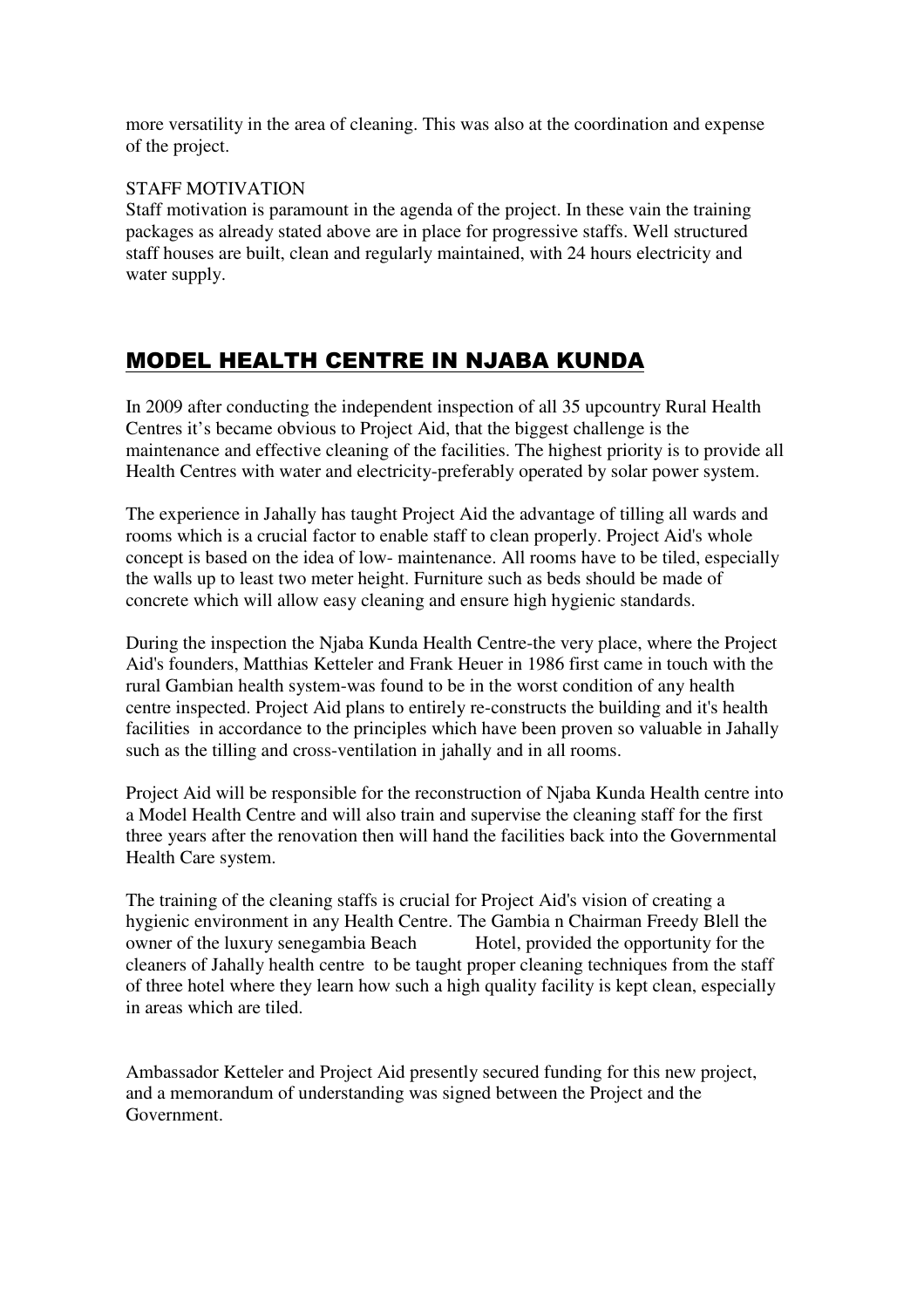more versatility in the area of cleaning. This was also at the coordination and expense of the project.

STAFF MOTIVATION

Staff motivation is paramount in the agenda of the project. In these vain the training packages as already stated above are in place for progressive staffs. Well structured staff houses are built, clean and regularly maintained, with 24 hours electricity and water supply.

## MODEL HEALTH CENTRE IN NJABA KUNDA

In 2009 after conducting the independent inspection of all 35 upcountry Rural Health Centres it's became obvious to Project Aid, that the biggest challenge is the maintenance and effective cleaning of the facilities. The highest priority is to provide all Health Centres with water and electricity-preferably operated by solar power system.

The experience in Jahally has taught Project Aid the advantage of tilling all wards and rooms which is a crucial factor to enable staff to clean properly. Project Aid's whole concept is based on the idea of low- maintenance. All rooms have to be tiled, especially the walls up to least two meter height. Furniture such as beds should be made of concrete which will allow easy cleaning and ensure high hygienic standards.

During the inspection the Njaba Kunda Health Centre-the very place, where the Project Aid's founders, Matthias Ketteler and Frank Heuer in 1986 first came in touch with the rural Gambian health system-was found to be in the worst condition of any health centre inspected. Project Aid plans to entirely re-constructs the building and it's health facilities in accordance to the principles which have been proven so valuable in Jahally such as the tilling and cross-ventilation in jahally and in all rooms.

Project Aid will be responsible for the reconstruction of Njaba Kunda Health centre into a Model Health Centre and will also train and supervise the cleaning staff for the first three years after the renovation then will hand the facilities back into the Governmental Health Care system.

The training of the cleaning staffs is crucial for Project Aid's vision of creating a hygienic environment in any Health Centre. The Gambia n Chairman Freedy Blell the owner of the luxury senegambia Beach Hotel, provided the opportunity for the cleaners of Jahally health centre to be taught proper cleaning techniques from the staff of three hotel where they learn how such a high quality facility is kept clean, especially in areas which are tiled.

Ambassador Ketteler and Project Aid presently secured funding for this new project, and a memorandum of understanding was signed between the Project and the Government.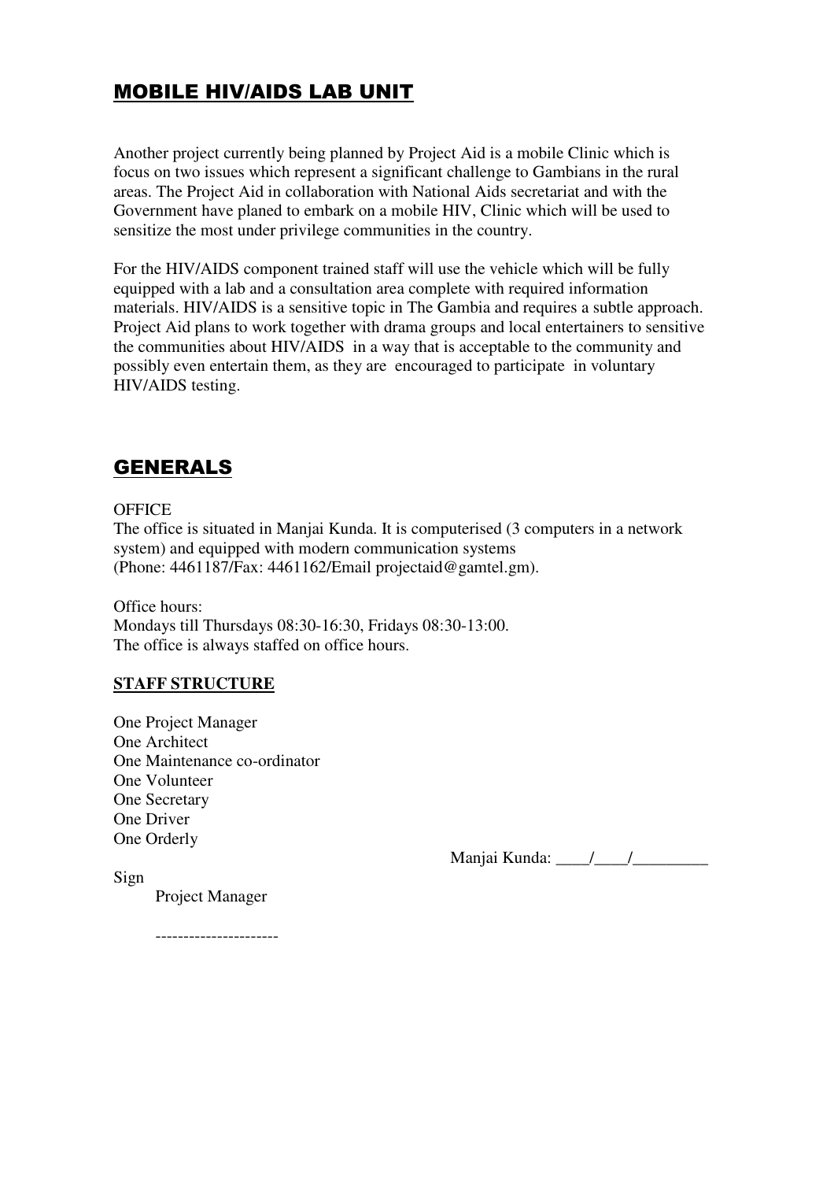## MOBILE HIV/AIDS LAB UNIT

Another project currently being planned by Project Aid is a mobile Clinic which is focus on two issues which represent a significant challenge to Gambians in the rural areas. The Project Aid in collaboration with National Aids secretariat and with the Government have planed to embark on a mobile HIV, Clinic which will be used to sensitize the most under privilege communities in the country.

For the HIV/AIDS component trained staff will use the vehicle which will be fully equipped with a lab and a consultation area complete with required information materials. HIV/AIDS is a sensitive topic in The Gambia and requires a subtle approach. Project Aid plans to work together with drama groups and local entertainers to sensitive the communities about HIV/AIDS in a way that is acceptable to the community and possibly even entertain them, as they are encouraged to participate in voluntary HIV/AIDS testing.

## GENERALS

OFFICE

The office is situated in Manjai Kunda. It is computerised (3 computers in a network system) and equipped with modern communication systems
(Phone: 4461187/Fax: 4461162/Email projectaid@gamtel.gm).

Office hours:
Mondays till Thursdays 08:30-16:30, Fridays 08:30-13:00.
The office is always staffed on office hours.

**STAFF STRUCTURE**

One Project Manager
One Architect
One Maintenance co-ordinator
One Volunteer
One Secretary
One Driver
One Orderly

Manjai Kunda: ____/____/_________

Sign

Project Manager

----------------------